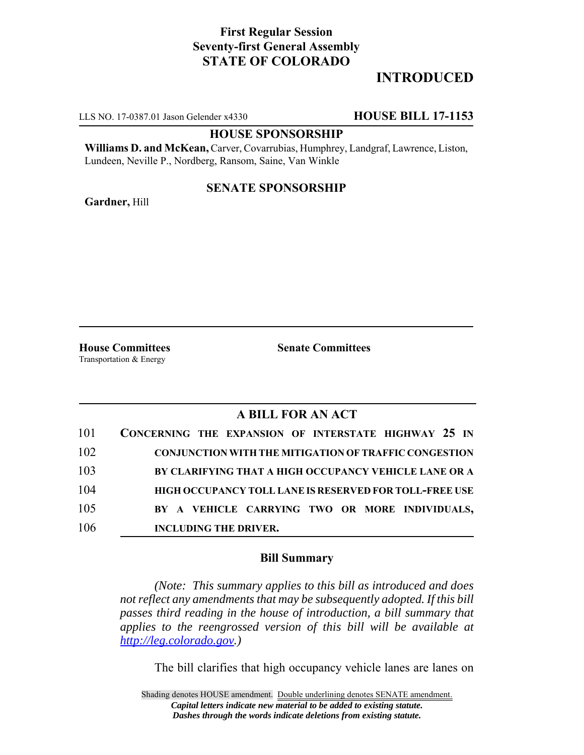**First Regular Session**
**Seventy-first General Assembly**
**STATE OF COLORADO**

# INTRODUCED

LLS NO. 17-0387.01 Jason Gelender x4330 **HOUSE BILL 17-1153**

**HOUSE SPONSORSHIP**

**Williams D. and McKean,** Carver, Covarrubias, Humphrey, Landgraf, Lawrence, Liston, Lundeen, Neville P., Nordberg, Ransom, Saine, Van Winkle

**SENATE SPONSORSHIP**

**Gardner,** Hill

**House Committees**
Transportation & Energy

**Senate Committees**

## A BILL FOR AN ACT

101 **CONCERNING THE EXPANSION OF INTERSTATE HIGHWAY 25 IN**
102 **CONJUNCTION WITH THE MITIGATION OF TRAFFIC CONGESTION**
103 **BY CLARIFYING THAT A HIGH OCCUPANCY VEHICLE LANE OR A**
104 **HIGH OCCUPANCY TOLL LANE IS RESERVED FOR TOLL-FREE USE**
105 **BY A VEHICLE CARRYING TWO OR MORE INDIVIDUALS,**
106 **INCLUDING THE DRIVER.**

### Bill Summary

*(Note: This summary applies to this bill as introduced and does not reflect any amendments that may be subsequently adopted. If this bill passes third reading in the house of introduction, a bill summary that applies to the reengrossed version of this bill will be available at http://leg.colorado.gov.)*

The bill clarifies that high occupancy vehicle lanes are lanes on

Shading denotes HOUSE amendment. Double underlining denotes SENATE amendment.
*Capital letters indicate new material to be added to existing statute.*
*Dashes through the words indicate deletions from existing statute.*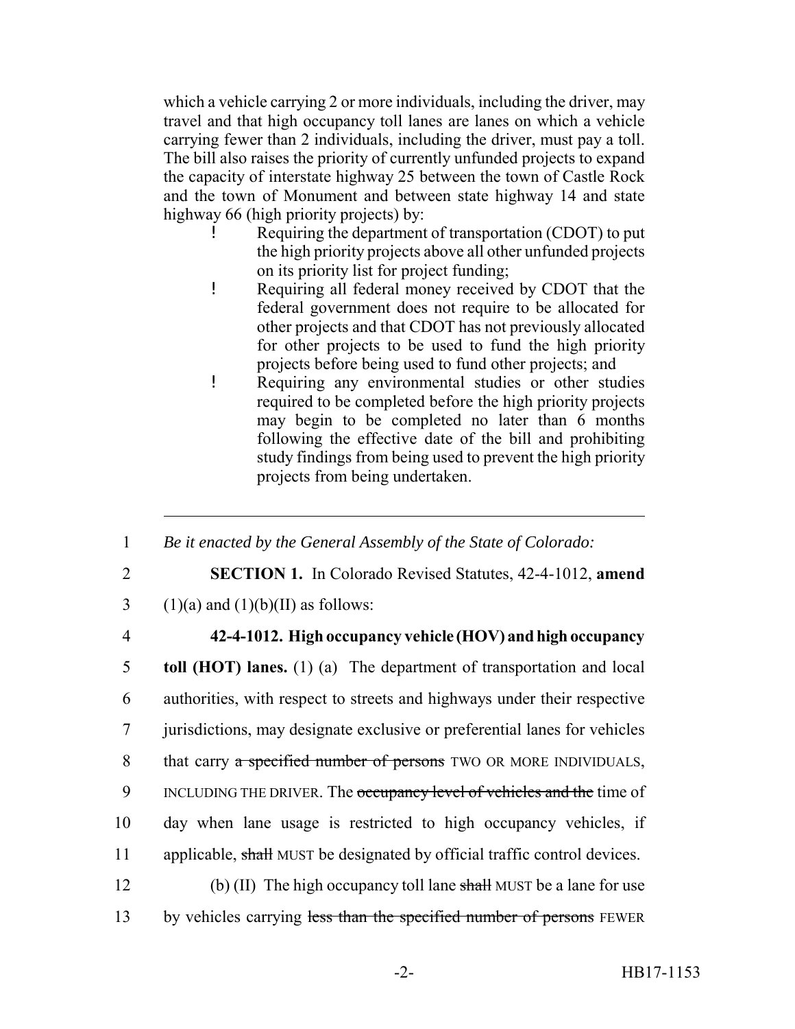which a vehicle carrying 2 or more individuals, including the driver, may travel and that high occupancy toll lanes are lanes on which a vehicle carrying fewer than 2 individuals, including the driver, must pay a toll. The bill also raises the priority of currently unfunded projects to expand the capacity of interstate highway 25 between the town of Castle Rock and the town of Monument and between state highway 14 and state highway 66 (high priority projects) by:

- Requiring the department of transportation (CDOT) to put the high priority projects above all other unfunded projects on its priority list for project funding;
- Requiring all federal money received by CDOT that the federal government does not require to be allocated for other projects and that CDOT has not previously allocated for other projects to be used to fund the high priority projects before being used to fund other projects; and
- Requiring any environmental studies or other studies required to be completed before the high priority projects may begin to be completed no later than 6 months following the effective date of the bill and prohibiting study findings from being used to prevent the high priority projects from being undertaken.

---

1 *Be it enacted by the General Assembly of the State of Colorado:*

2 **SECTION 1.** In Colorado Revised Statutes, 42-4-1012, **amend**
3 (1)(a) and (1)(b)(II) as follows:

4 **42-4-1012. High occupancy vehicle (HOV) and high occupancy**
5 **toll (HOT) lanes.** (1) (a) The department of transportation and local
6 authorities, with respect to streets and highways under their respective
7 jurisdictions, may designate exclusive or preferential lanes for vehicles
8 that carry ~~a specified number of persons~~ TWO OR MORE INDIVIDUALS,
9 INCLUDING THE DRIVER. The ~~occupancy level of vehicles and the~~ time of
10 day when lane usage is restricted to high occupancy vehicles, if
11 applicable, ~~shall~~ MUST be designated by official traffic control devices.

12 (b) (II) The high occupancy toll lane ~~shall~~ MUST be a lane for use
13 by vehicles carrying ~~less than the specified number of persons~~ FEWER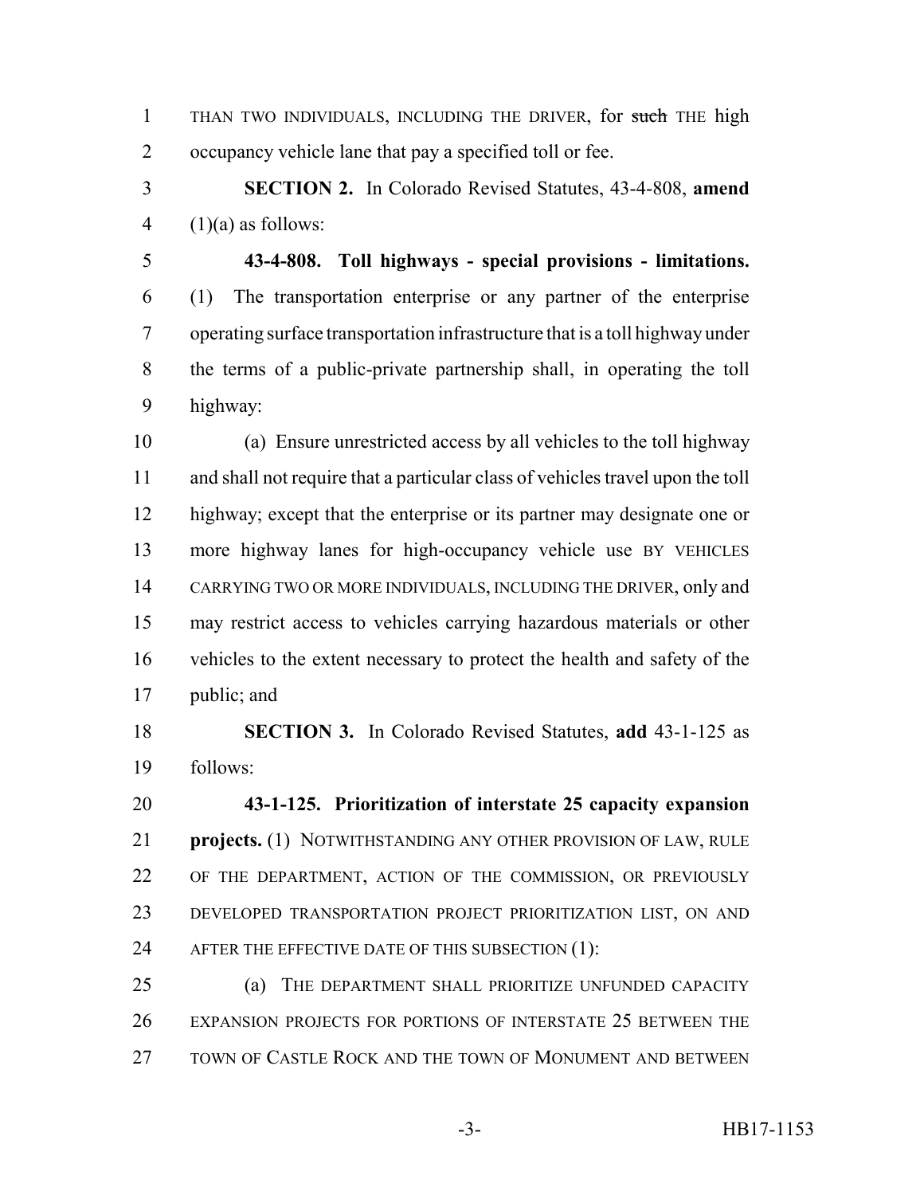THAN TWO INDIVIDUALS, INCLUDING THE DRIVER, for ~~such~~ THE high occupancy vehicle lane that pay a specified toll or fee.

**SECTION 2.** In Colorado Revised Statutes, 43-4-808, **amend** (1)(a) as follows:

**43-4-808. Toll highways - special provisions - limitations.** (1) The transportation enterprise or any partner of the enterprise operating surface transportation infrastructure that is a toll highway under the terms of a public-private partnership shall, in operating the toll highway:

(a) Ensure unrestricted access by all vehicles to the toll highway and shall not require that a particular class of vehicles travel upon the toll highway; except that the enterprise or its partner may designate one or more highway lanes for high-occupancy vehicle use BY VEHICLES CARRYING TWO OR MORE INDIVIDUALS, INCLUDING THE DRIVER, only and may restrict access to vehicles carrying hazardous materials or other vehicles to the extent necessary to protect the health and safety of the public; and

**SECTION 3.** In Colorado Revised Statutes, **add** 43-1-125 as follows:

**43-1-125. Prioritization of interstate 25 capacity expansion projects.** (1) NOTWITHSTANDING ANY OTHER PROVISION OF LAW, RULE OF THE DEPARTMENT, ACTION OF THE COMMISSION, OR PREVIOUSLY DEVELOPED TRANSPORTATION PROJECT PRIORITIZATION LIST, ON AND AFTER THE EFFECTIVE DATE OF THIS SUBSECTION (1):

(a) THE DEPARTMENT SHALL PRIORITIZE UNFUNDED CAPACITY EXPANSION PROJECTS FOR PORTIONS OF INTERSTATE 25 BETWEEN THE TOWN OF CASTLE ROCK AND THE TOWN OF MONUMENT AND BETWEEN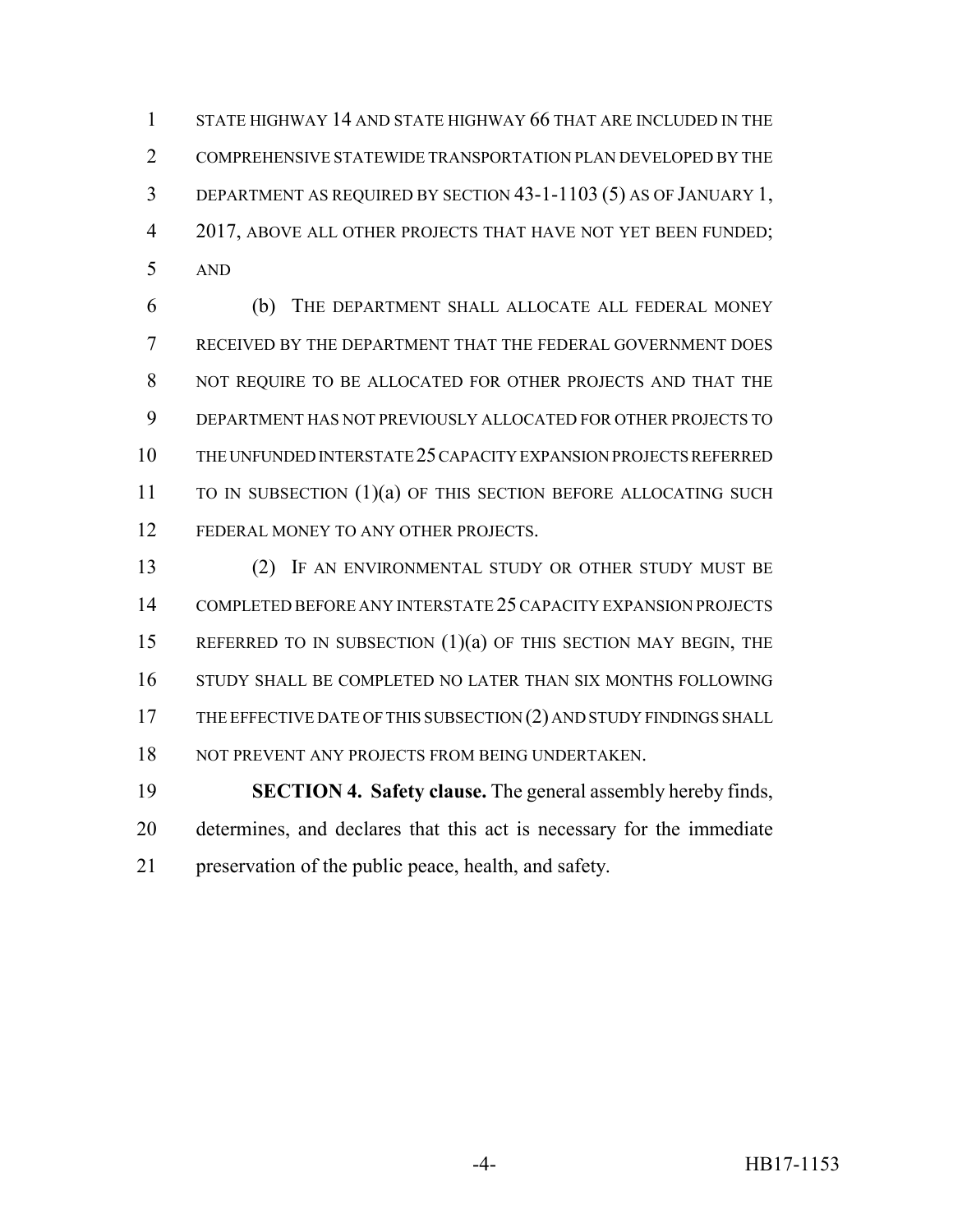STATE HIGHWAY 14 AND STATE HIGHWAY 66 THAT ARE INCLUDED IN THE COMPREHENSIVE STATEWIDE TRANSPORTATION PLAN DEVELOPED BY THE DEPARTMENT AS REQUIRED BY SECTION 43-1-1103 (5) AS OF JANUARY 1, 2017, ABOVE ALL OTHER PROJECTS THAT HAVE NOT YET BEEN FUNDED; AND

(b) THE DEPARTMENT SHALL ALLOCATE ALL FEDERAL MONEY RECEIVED BY THE DEPARTMENT THAT THE FEDERAL GOVERNMENT DOES NOT REQUIRE TO BE ALLOCATED FOR OTHER PROJECTS AND THAT THE DEPARTMENT HAS NOT PREVIOUSLY ALLOCATED FOR OTHER PROJECTS TO THE UNFUNDED INTERSTATE 25 CAPACITY EXPANSION PROJECTS REFERRED TO IN SUBSECTION (1)(a) OF THIS SECTION BEFORE ALLOCATING SUCH FEDERAL MONEY TO ANY OTHER PROJECTS.

(2) IF AN ENVIRONMENTAL STUDY OR OTHER STUDY MUST BE COMPLETED BEFORE ANY INTERSTATE 25 CAPACITY EXPANSION PROJECTS REFERRED TO IN SUBSECTION (1)(a) OF THIS SECTION MAY BEGIN, THE STUDY SHALL BE COMPLETED NO LATER THAN SIX MONTHS FOLLOWING THE EFFECTIVE DATE OF THIS SUBSECTION (2) AND STUDY FINDINGS SHALL NOT PREVENT ANY PROJECTS FROM BEING UNDERTAKEN.

**SECTION 4. Safety clause.** The general assembly hereby finds, determines, and declares that this act is necessary for the immediate preservation of the public peace, health, and safety.